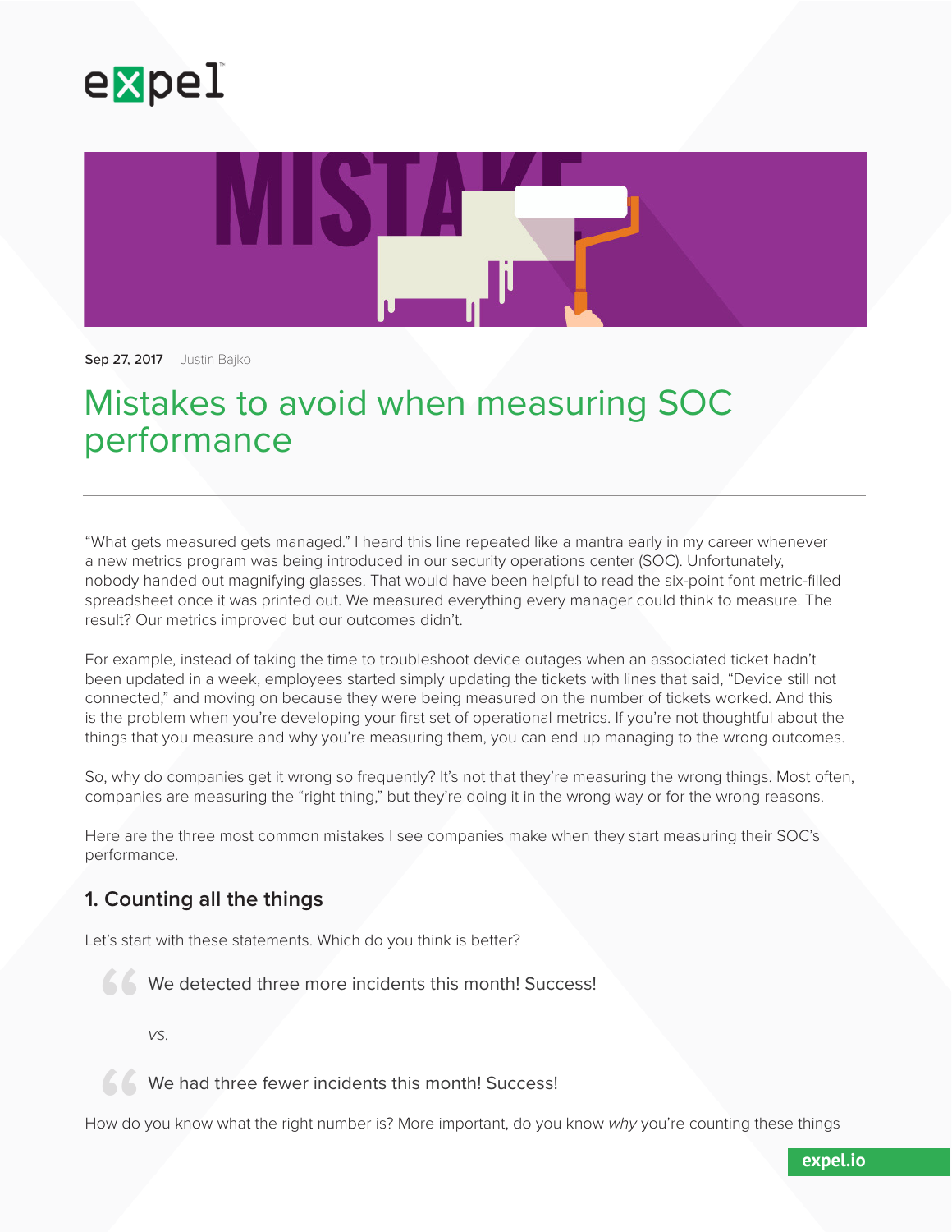Sep 27, 2017 | Justin Bajko

# Mistakes to avoid when measuring SOC performance

"What gets measured gets managed." I heard this line repeated like a mantra early in my career whenever a new metrics program was being introduced in our security operations center (SOC). Unfortunately, nobody handed out magnifying glasses. That would have been helpful to read the six-point font metric-filled spreadsheet once it was printed out. We measured everything every manager could think to measure. The result? Our metrics improved but our outcomes didn't.

For example, instead of taking the time to troubleshoot device outages when an associated ticket hadn't been updated in a week, employees started simply updating the tickets with lines that said, "Device still not connected," and moving on because they were being measured on the number of tickets worked. And this is the problem when you're developing your first set of operational metrics. If you're not thoughtful about the things that you measure and why you're measuring them, you can end up managing to the wrong outcomes.

So, why do companies get it wrong so frequently? It's not that they're measuring the wrong things. Most often, companies are measuring the "right thing," but they're doing it in the wrong way or for the wrong reasons.

Here are the three most common mistakes I see companies make when they start measuring their SOC's performance.

## 1. Counting all the things

Let's start with these statements. Which do you think is better?

> We detected three more incidents this month! Success!

*vs.*

> We had three fewer incidents this month! Success!

How do you know what the right number is? More important, do you know *why* you're counting these things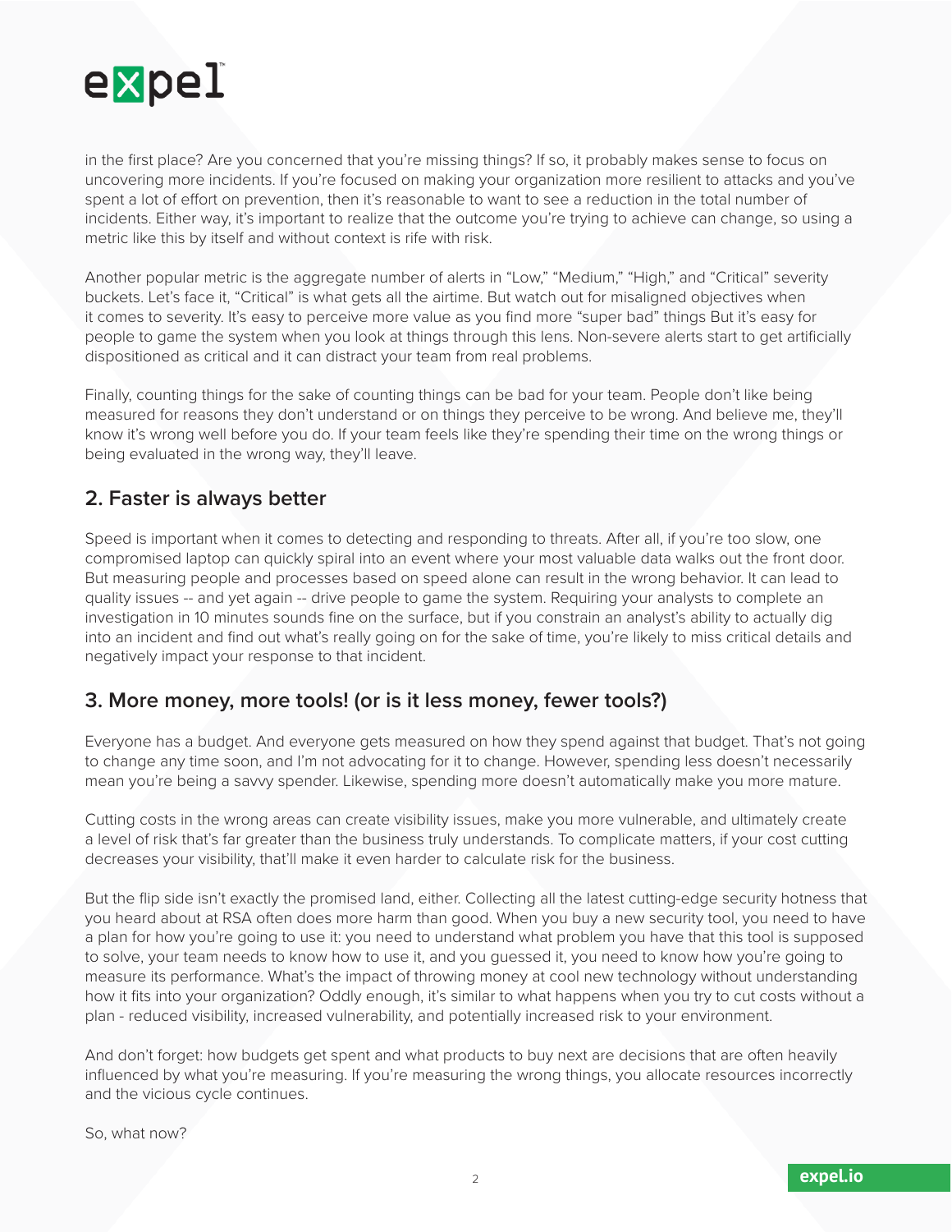in the first place? Are you concerned that you're missing things? If so, it probably makes sense to focus on uncovering more incidents. If you're focused on making your organization more resilient to attacks and you've spent a lot of effort on prevention, then it's reasonable to want to see a reduction in the total number of incidents. Either way, it's important to realize that the outcome you're trying to achieve can change, so using a metric like this by itself and without context is rife with risk.

Another popular metric is the aggregate number of alerts in "Low," "Medium," "High," and "Critical" severity buckets. Let's face it, "Critical" is what gets all the airtime. But watch out for misaligned objectives when it comes to severity. It's easy to perceive more value as you find more "super bad" things But it's easy for people to game the system when you look at things through this lens. Non-severe alerts start to get artificially dispositioned as critical and it can distract your team from real problems.

Finally, counting things for the sake of counting things can be bad for your team. People don't like being measured for reasons they don't understand or on things they perceive to be wrong. And believe me, they'll know it's wrong well before you do. If your team feels like they're spending their time on the wrong things or being evaluated in the wrong way, they'll leave.

## 2. Faster is always better

Speed is important when it comes to detecting and responding to threats. After all, if you're too slow, one compromised laptop can quickly spiral into an event where your most valuable data walks out the front door. But measuring people and processes based on speed alone can result in the wrong behavior. It can lead to quality issues -- and yet again -- drive people to game the system. Requiring your analysts to complete an investigation in 10 minutes sounds fine on the surface, but if you constrain an analyst's ability to actually dig into an incident and find out what's really going on for the sake of time, you're likely to miss critical details and negatively impact your response to that incident.

## 3. More money, more tools! (or is it less money, fewer tools?)

Everyone has a budget. And everyone gets measured on how they spend against that budget. That's not going to change any time soon, and I'm not advocating for it to change. However, spending less doesn't necessarily mean you're being a savvy spender. Likewise, spending more doesn't automatically make you more mature.

Cutting costs in the wrong areas can create visibility issues, make you more vulnerable, and ultimately create a level of risk that's far greater than the business truly understands. To complicate matters, if your cost cutting decreases your visibility, that'll make it even harder to calculate risk for the business.

But the flip side isn't exactly the promised land, either. Collecting all the latest cutting-edge security hotness that you heard about at RSA often does more harm than good. When you buy a new security tool, you need to have a plan for how you're going to use it: you need to understand what problem you have that this tool is supposed to solve, your team needs to know how to use it, and you guessed it, you need to know how you're going to measure its performance. What's the impact of throwing money at cool new technology without understanding how it fits into your organization? Oddly enough, it's similar to what happens when you try to cut costs without a plan - reduced visibility, increased vulnerability, and potentially increased risk to your environment.

And don't forget: how budgets get spent and what products to buy next are decisions that are often heavily influenced by what you're measuring. If you're measuring the wrong things, you allocate resources incorrectly and the vicious cycle continues.

So, what now?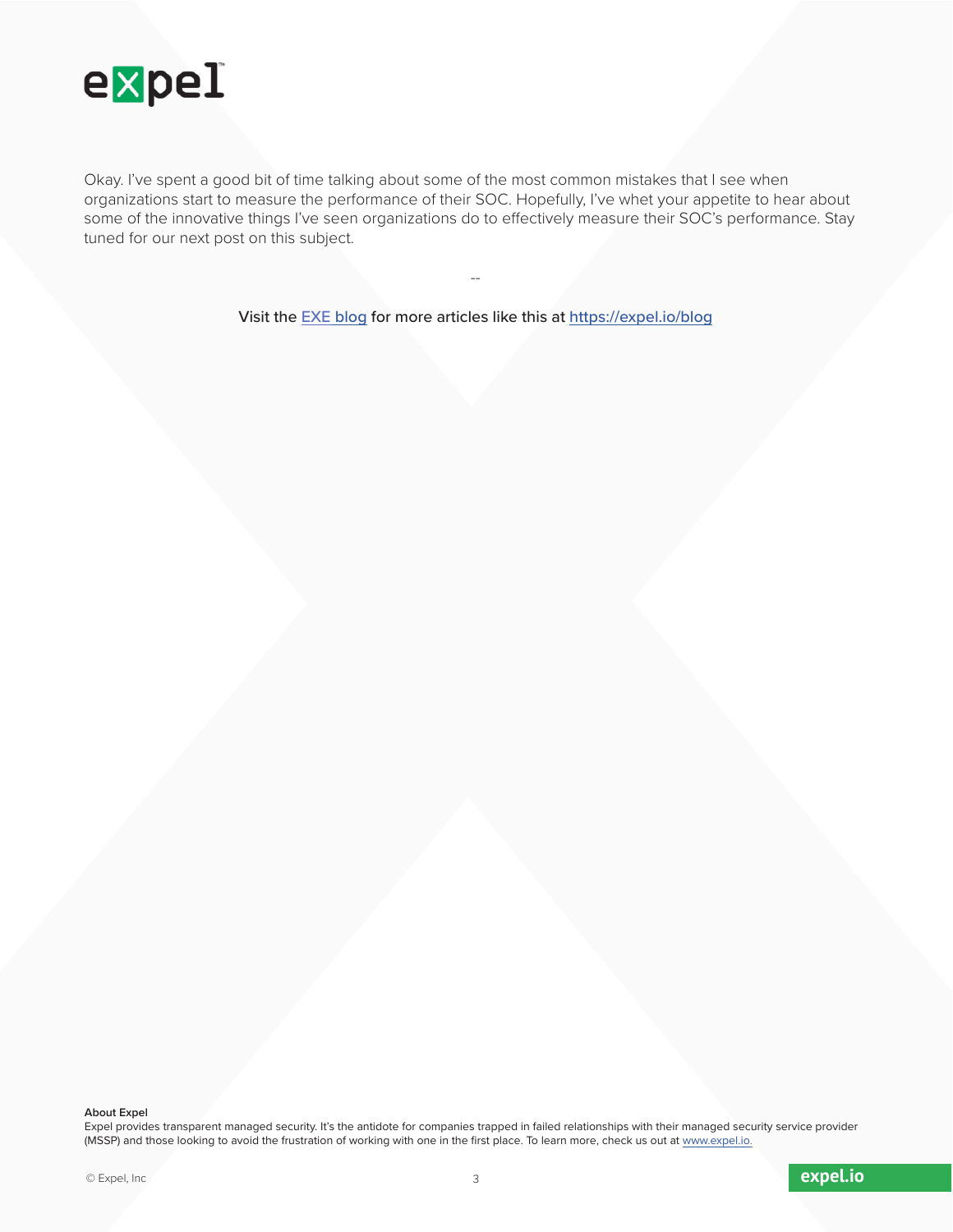Okay. I've spent a good bit of time talking about some of the most common mistakes that I see when organizations start to measure the performance of their SOC. Hopefully, I've whet your appetite to hear about some of the innovative things I've seen organizations do to effectively measure their SOC's performance. Stay tuned for our next post on this subject.

--

Visit the EXE blog for more articles like this at https://expel.io/blog

**About Expel**

Expel provides transparent managed security. It's the antidote for companies trapped in failed relationships with their managed security service provider (MSSP) and those looking to avoid the frustration of working with one in the first place. To learn more, check us out at www.expel.io.